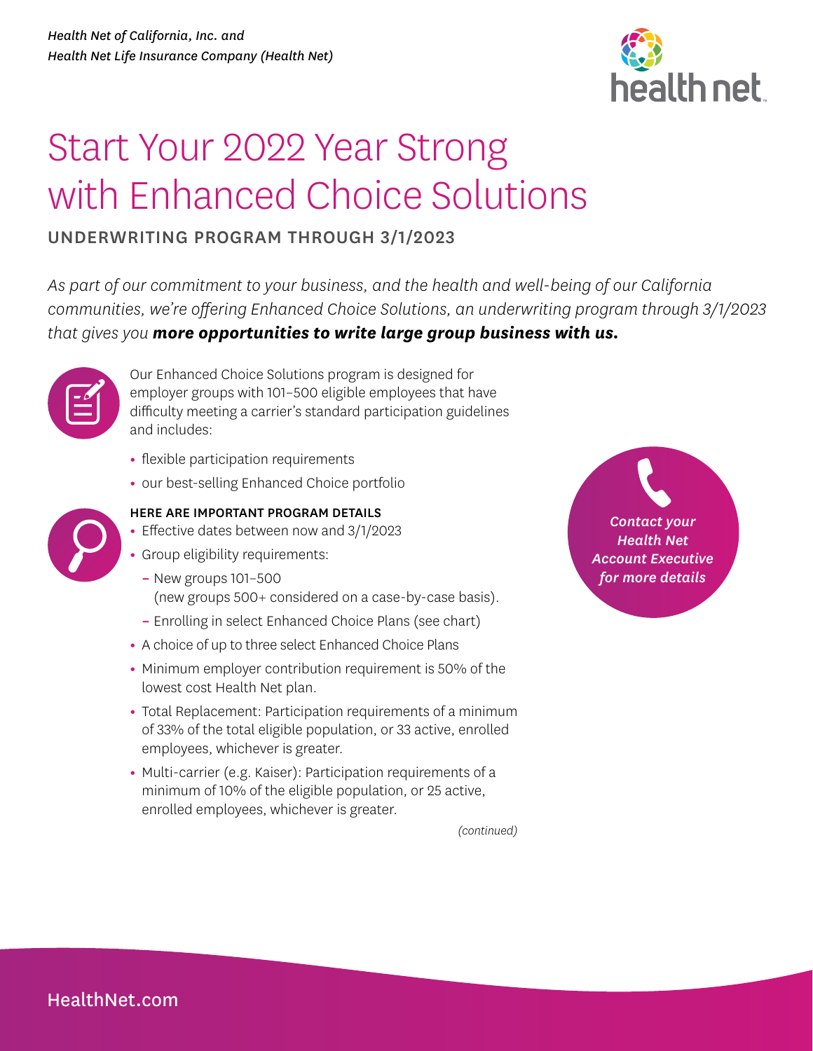*Health Net of California, Inc. and*
*Health Net Life Insurance Company (Health Net)*

# Start Your 2022 Year Strong with Enhanced Choice Solutions

## UNDERWRITING PROGRAM THROUGH 3/1/2023

*As part of our commitment to your business, and the health and well-being of our California communities, we're offering Enhanced Choice Solutions, an underwriting program through 3/1/2023 that gives you* ***more opportunities to write large group business with us.***

Our Enhanced Choice Solutions program is designed for employer groups with 101–500 eligible employees that have difficulty meeting a carrier's standard participation guidelines and includes:

- flexible participation requirements
- our best-selling Enhanced Choice portfolio

### HERE ARE IMPORTANT PROGRAM DETAILS

- Effective dates between now and 3/1/2023
- Group eligibility requirements:
  - New groups 101–500 (new groups 500+ considered on a case-by-case basis).
  - Enrolling in select Enhanced Choice Plans (see chart)
- A choice of up to three select Enhanced Choice Plans
- Minimum employer contribution requirement is 50% of the lowest cost Health Net plan.
- Total Replacement: Participation requirements of a minimum of 33% of the total eligible population, or 33 active, enrolled employees, whichever is greater.
- Multi-carrier (e.g. Kaiser): Participation requirements of a minimum of 10% of the eligible population, or 25 active, enrolled employees, whichever is greater.

*(continued)*

***Contact your Health Net Account Executive for more details***

HealthNet.com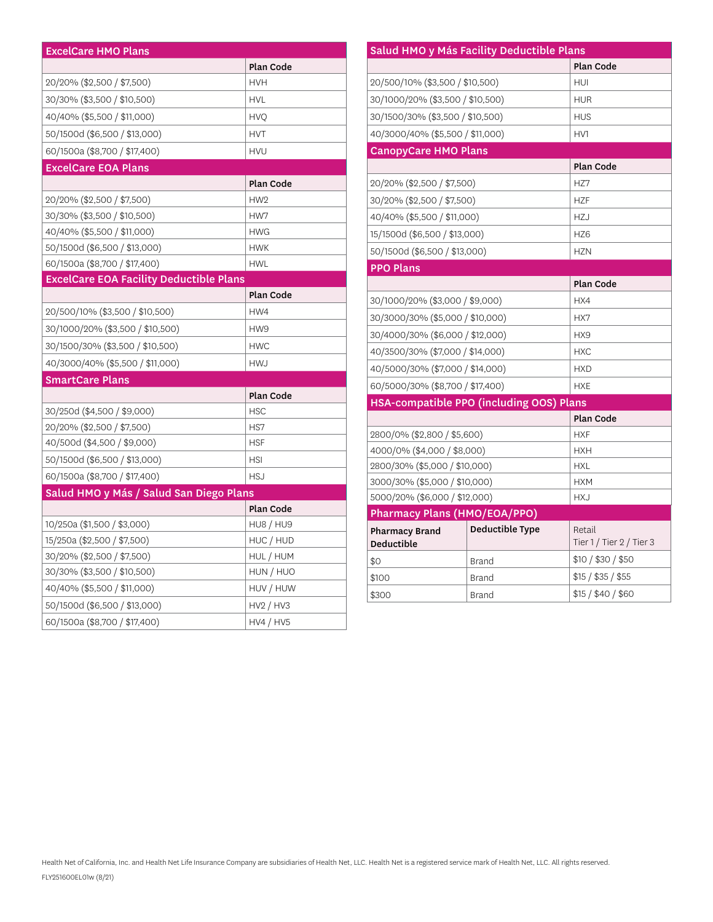## ExcelCare HMO Plans

| | Plan Code |
|---|---|
| 20/20% ($2,500 / $7,500) | HVH |
| 30/30% ($3,500 / $10,500) | HVL |
| 40/40% ($5,500 / $11,000) | HVQ |
| 50/1500d ($6,500 / $13,000) | HVT |
| 60/1500a ($8,700 / $17,400) | HVU |

## ExcelCare EOA Plans

| | Plan Code |
|---|---|
| 20/20% ($2,500 / $7,500) | HW2 |
| 30/30% ($3,500 / $10,500) | HW7 |
| 40/40% ($5,500 / $11,000) | HWG |
| 50/1500d ($6,500 / $13,000) | HWK |
| 60/1500a ($8,700 / $17,400) | HWL |

## ExcelCare EOA Facility Deductible Plans

| | Plan Code |
|---|---|
| 20/500/10% ($3,500 / $10,500) | HW4 |
| 30/1000/20% ($3,500 / $10,500) | HW9 |
| 30/1500/30% ($3,500 / $10,500) | HWC |
| 40/3000/40% ($5,500 / $11,000) | HWJ |

## SmartCare Plans

| | Plan Code |
|---|---|
| 30/250d ($4,500 / $9,000) | HSC |
| 20/20% ($2,500 / $7,500) | HS7 |
| 40/500d ($4,500 / $9,000) | HSF |
| 50/1500d ($6,500 / $13,000) | HSI |
| 60/1500a ($8,700 / $17,400) | HSJ |

## Salud HMO y Más / Salud San Diego Plans

| | Plan Code |
|---|---|
| 10/250a ($1,500 / $3,000) | HU8 / HU9 |
| 15/250a ($2,500 / $7,500) | HUC / HUD |
| 30/20% ($2,500 / $7,500) | HUL / HUM |
| 30/30% ($3,500 / $10,500) | HUN / HUO |
| 40/40% ($5,500 / $11,000) | HUV / HUW |
| 50/1500d ($6,500 / $13,000) | HV2 / HV3 |
| 60/1500a ($8,700 / $17,400) | HV4 / HV5 |

## Salud HMO y Más Facility Deductible Plans

| | Plan Code |
|---|---|
| 20/500/10% ($3,500 / $10,500) | HUI |
| 30/1000/20% ($3,500 / $10,500) | HUR |
| 30/1500/30% ($3,500 / $10,500) | HUS |
| 40/3000/40% ($5,500 / $11,000) | HV1 |

## CanopyCare HMO Plans

| | Plan Code |
|---|---|
| 20/20% ($2,500 / $7,500) | HZ7 |
| 30/20% ($2,500 / $7,500) | HZF |
| 40/40% ($5,500 / $11,000) | HZJ |
| 15/1500d ($6,500 / $13,000) | HZ6 |
| 50/1500d ($6,500 / $13,000) | HZN |

## PPO Plans

| | Plan Code |
|---|---|
| 30/1000/20% ($3,000 / $9,000) | HX4 |
| 30/3000/30% ($5,000 / $10,000) | HX7 |
| 30/4000/30% ($6,000 / $12,000) | HX9 |
| 40/3500/30% ($7,000 / $14,000) | HXC |
| 40/5000/30% ($7,000 / $14,000) | HXD |
| 60/5000/30% ($8,700 / $17,400) | HXE |

## HSA-compatible PPO (including OOS) Plans

| | Plan Code |
|---|---|
| 2800/0% ($2,800 / $5,600) | HXF |
| 4000/0% ($4,000 / $8,000) | HXH |
| 2800/30% ($5,000 / $10,000) | HXL |
| 3000/30% ($5,000 / $10,000) | HXM |
| 5000/20% ($6,000 / $12,000) | HXJ |

## Pharmacy Plans (HMO/EOA/PPO)

| Pharmacy Brand Deductible | Deductible Type | Retail Tier 1 / Tier 2 / Tier 3 |
|---|---|---|
| $0 | Brand | $10 / $30 / $50 |
| $100 | Brand | $15 / $35 / $55 |
| $300 | Brand | $15 / $40 / $60 |

Health Net of California, Inc. and Health Net Life Insurance Company are subsidiaries of Health Net, LLC. Health Net is a registered service mark of Health Net, LLC. All rights reserved.

FLY251600EL01w (8/21)